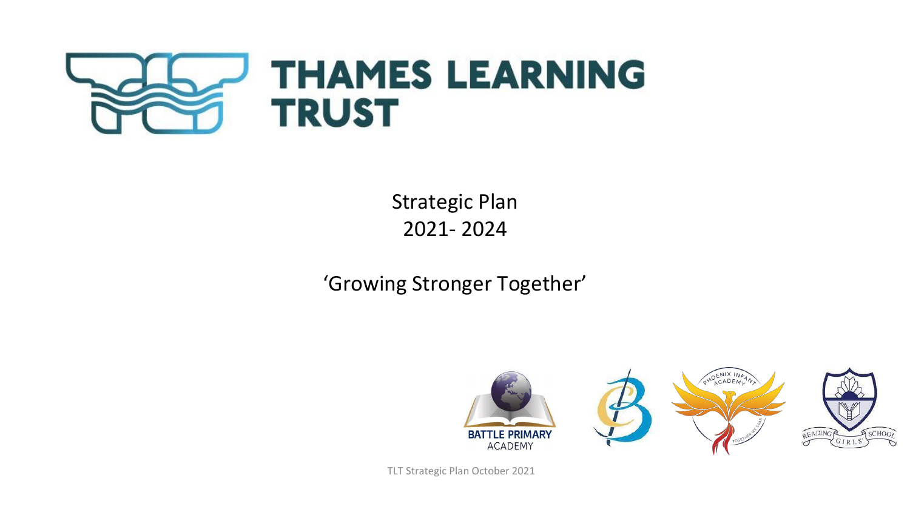# THAMES LEARNING TRUST

Strategic Plan
2021- 2024

'Growing Stronger Together'

BATTLE PRIMARY ACADEMY

PHOENIX INFANT ACADEMY

READING GIRLS' SCHOOL

TLT Strategic Plan October 2021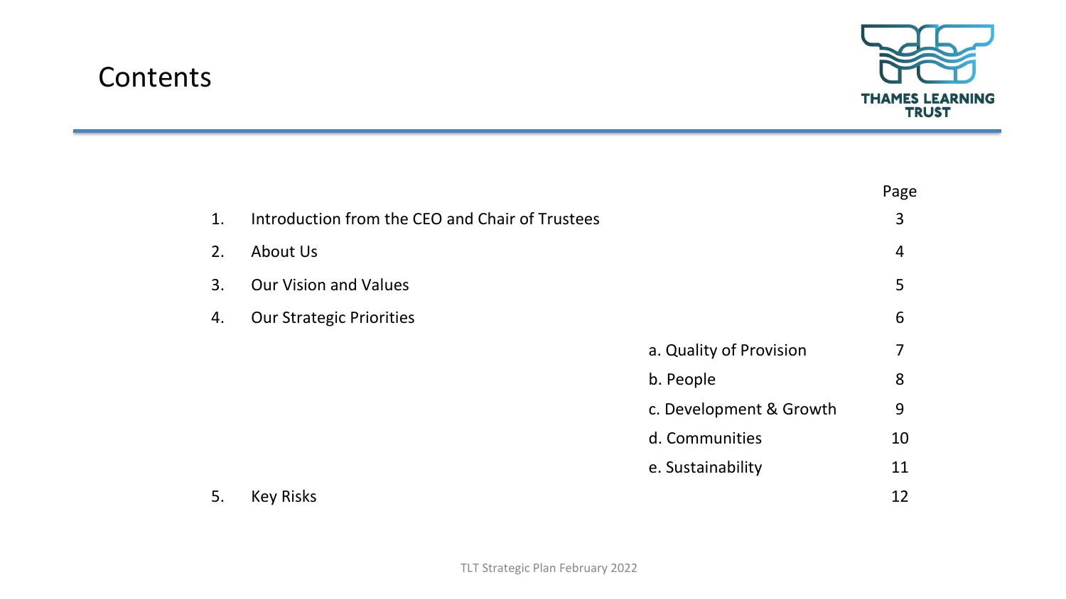# Contents

| | | Page |
|---|---|---|
| 1. | Introduction from the CEO and Chair of Trustees | 3 |
| 2. | About Us | 4 |
| 3. | Our Vision and Values | 5 |
| 4. | Our Strategic Priorities | 6 |
| | a. Quality of Provision | 7 |
| | b. People | 8 |
| | c. Development & Growth | 9 |
| | d. Communities | 10 |
| | e. Sustainability | 11 |
| 5. | Key Risks | 12 |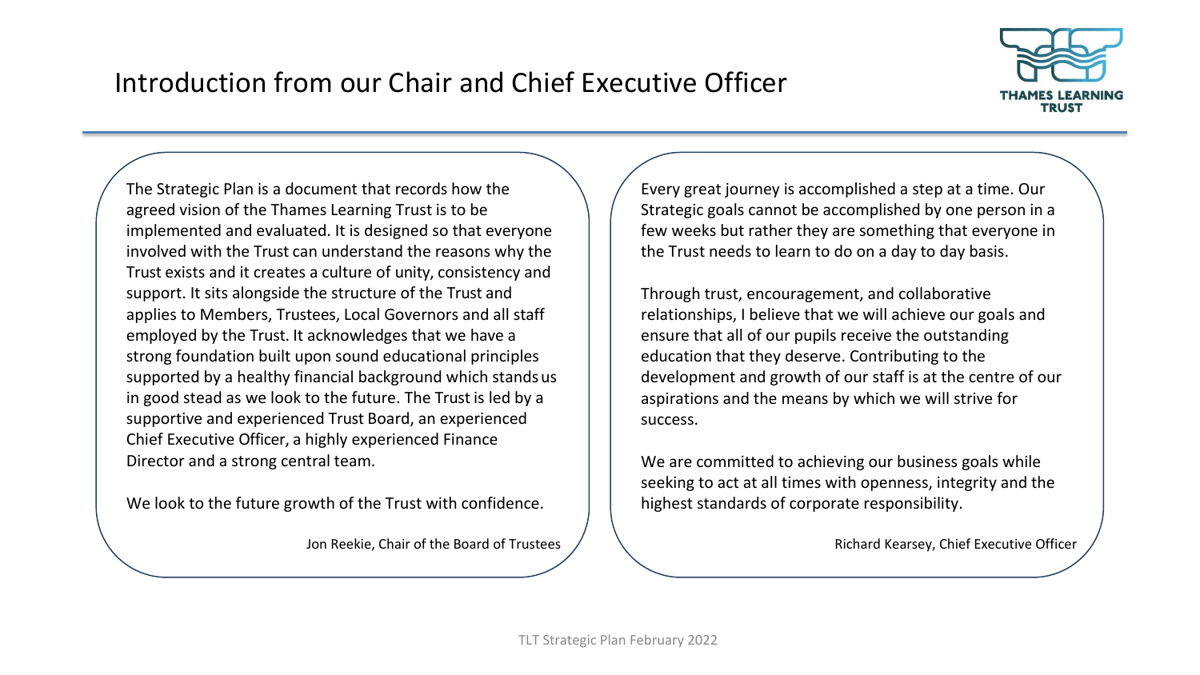# Introduction from our Chair and Chief Executive Officer

The Strategic Plan is a document that records how the agreed vision of the Thames Learning Trust is to be implemented and evaluated. It is designed so that everyone involved with the Trust can understand the reasons why the Trust exists and it creates a culture of unity, consistency and support. It sits alongside the structure of the Trust and applies to Members, Trustees, Local Governors and all staff employed by the Trust. It acknowledges that we have a strong foundation built upon sound educational principles supported by a healthy financial background which stands us in good stead as we look to the future. The Trust is led by a supportive and experienced Trust Board, an experienced Chief Executive Officer, a highly experienced Finance Director and a strong central team.

We look to the future growth of the Trust with confidence.

Jon Reekie, Chair of the Board of Trustees

Every great journey is accomplished a step at a time. Our Strategic goals cannot be accomplished by one person in a few weeks but rather they are something that everyone in the Trust needs to learn to do on a day to day basis.

Through trust, encouragement, and collaborative relationships, I believe that we will achieve our goals and ensure that all of our pupils receive the outstanding education that they deserve. Contributing to the development and growth of our staff is at the centre of our aspirations and the means by which we will strive for success.

We are committed to achieving our business goals while seeking to act at all times with openness, integrity and the highest standards of corporate responsibility.

Richard Kearsey, Chief Executive Officer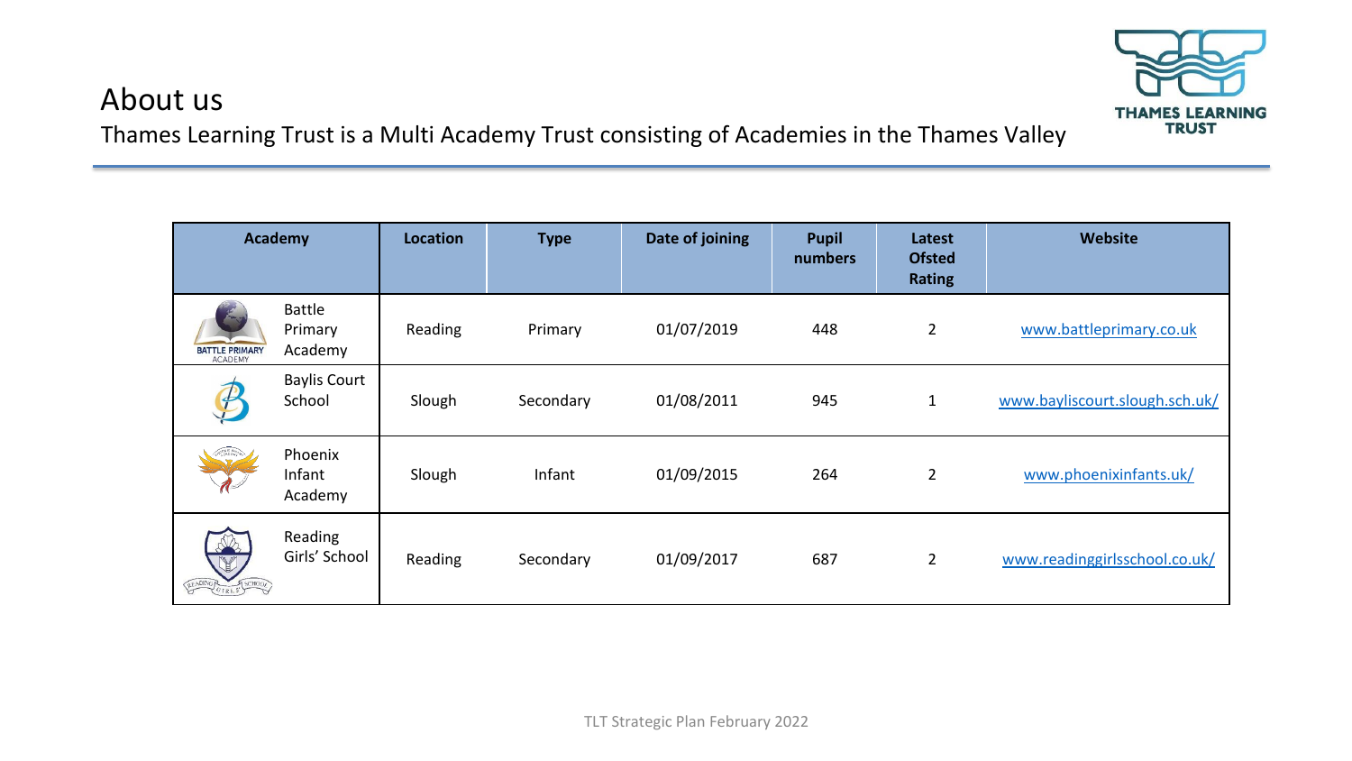# About us

Thames Learning Trust is a Multi Academy Trust consisting of Academies in the Thames Valley

| Academy | Location | Type | Date of joining | Pupil numbers | Latest Ofsted Rating | Website |
|---|---|---|---|---|---|---|
| Battle Primary Academy | Reading | Primary | 01/07/2019 | 448 | 2 | www.battleprimary.co.uk |
| Baylis Court School | Slough | Secondary | 01/08/2011 | 945 | 1 | www.bayliscourt.slough.sch.uk/ |
| Phoenix Infant Academy | Slough | Infant | 01/09/2015 | 264 | 2 | www.phoenixinfants.uk/ |
| Reading Girls' School | Reading | Secondary | 01/09/2017 | 687 | 2 | www.readinggirlsschool.co.uk/ |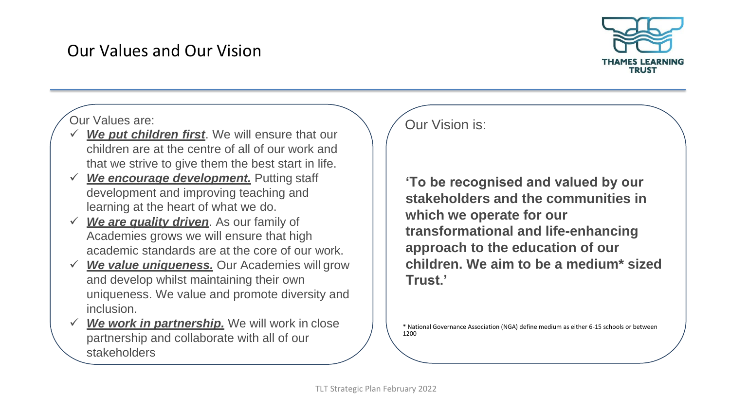# Our Values and Our Vision

Our Values are:

- ***We put children first***. We will ensure that our children are at the centre of all of our work and that we strive to give them the best start in life.
- ***We encourage development.*** Putting staff development and improving teaching and learning at the heart of what we do.
- ***We are quality driven***. As our family of Academies grows we will ensure that high academic standards are at the core of our work.
- ***We value uniqueness.*** Our Academies will grow and develop whilst maintaining their own uniqueness. We value and promote diversity and inclusion.
- ***We work in partnership.*** We will work in close partnership and collaborate with all of our stakeholders

Our Vision is:

**'To be recognised and valued by our stakeholders and the communities in which we operate for our transformational and life-enhancing approach to the education of our children. We aim to be a medium* sized Trust.'**

* National Governance Association (NGA) define medium as either 6-15 schools or between 1200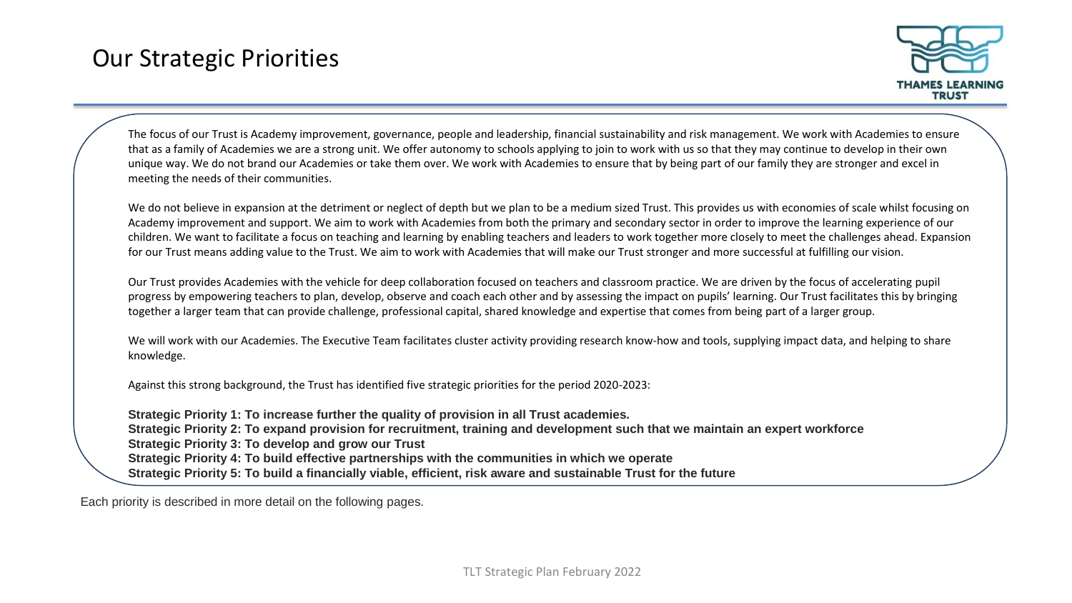# Our Strategic Priorities

The focus of our Trust is Academy improvement, governance, people and leadership, financial sustainability and risk management. We work with Academies to ensure that as a family of Academies we are a strong unit. We offer autonomy to schools applying to join to work with us so that they may continue to develop in their own unique way. We do not brand our Academies or take them over. We work with Academies to ensure that by being part of our family they are stronger and excel in meeting the needs of their communities.

We do not believe in expansion at the detriment or neglect of depth but we plan to be a medium sized Trust. This provides us with economies of scale whilst focusing on Academy improvement and support. We aim to work with Academies from both the primary and secondary sector in order to improve the learning experience of our children. We want to facilitate a focus on teaching and learning by enabling teachers and leaders to work together more closely to meet the challenges ahead. Expansion for our Trust means adding value to the Trust. We aim to work with Academies that will make our Trust stronger and more successful at fulfilling our vision.

Our Trust provides Academies with the vehicle for deep collaboration focused on teachers and classroom practice. We are driven by the focus of accelerating pupil progress by empowering teachers to plan, develop, observe and coach each other and by assessing the impact on pupils' learning. Our Trust facilitates this by bringing together a larger team that can provide challenge, professional capital, shared knowledge and expertise that comes from being part of a larger group.

We will work with our Academies. The Executive Team facilitates cluster activity providing research know-how and tools, supplying impact data, and helping to share knowledge.

Against this strong background, the Trust has identified five strategic priorities for the period 2020-2023:

**Strategic Priority 1: To increase further the quality of provision in all Trust academies.**
**Strategic Priority 2: To expand provision for recruitment, training and development such that we maintain an expert workforce**
**Strategic Priority 3: To develop and grow our Trust**
**Strategic Priority 4: To build effective partnerships with the communities in which we operate**
**Strategic Priority 5: To build a financially viable, efficient, risk aware and sustainable Trust for the future**

Each priority is described in more detail on the following pages.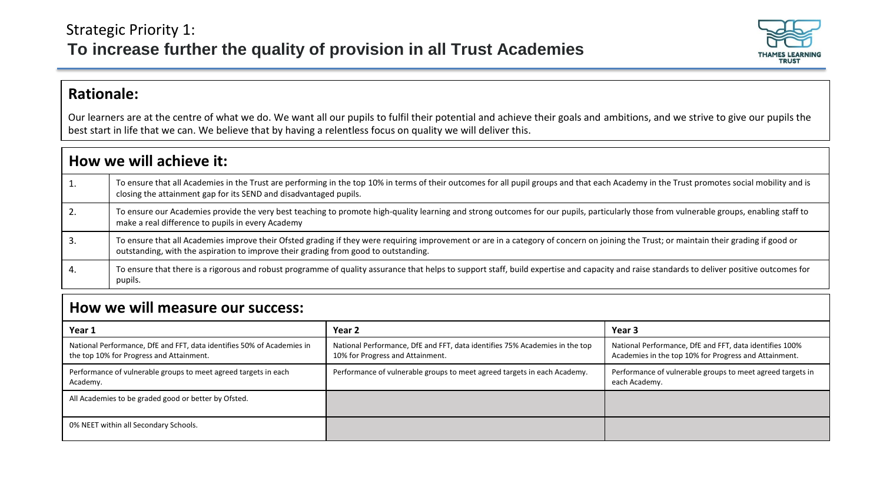# Strategic Priority 1:
## To increase further the quality of provision in all Trust Academies

## Rationale:

Our learners are at the centre of what we do. We want all our pupils to fulfil their potential and achieve their goals and ambitions, and we strive to give our pupils the best start in life that we can. We believe that by having a relentless focus on quality we will deliver this.

## How we will achieve it:

| | |
|---|---|
| 1. | To ensure that all Academies in the Trust are performing in the top 10% in terms of their outcomes for all pupil groups and that each Academy in the Trust promotes social mobility and is closing the attainment gap for its SEND and disadvantaged pupils. |
| 2. | To ensure our Academies provide the very best teaching to promote high-quality learning and strong outcomes for our pupils, particularly those from vulnerable groups, enabling staff to make a real difference to pupils in every Academy |
| 3. | To ensure that all Academies improve their Ofsted grading if they were requiring improvement or are in a category of concern on joining the Trust; or maintain their grading if good or outstanding, with the aspiration to improve their grading from good to outstanding. |
| 4. | To ensure that there is a rigorous and robust programme of quality assurance that helps to support staff, build expertise and capacity and raise standards to deliver positive outcomes for pupils. |

## How we will measure our success:

| Year 1 | Year 2 | Year 3 |
|---|---|---|
| National Performance, DfE and FFT, data identifies 50% of Academies in the top 10% for Progress and Attainment. | National Performance, DfE and FFT, data identifies 75% Academies in the top 10% for Progress and Attainment. | National Performance, DfE and FFT, data identifies 100% Academies in the top 10% for Progress and Attainment. |
| Performance of vulnerable groups to meet agreed targets in each Academy. | Performance of vulnerable groups to meet agreed targets in each Academy. | Performance of vulnerable groups to meet agreed targets in each Academy. |
| All Academies to be graded good or better by Ofsted. | | |
| 0% NEET within all Secondary Schools. | | |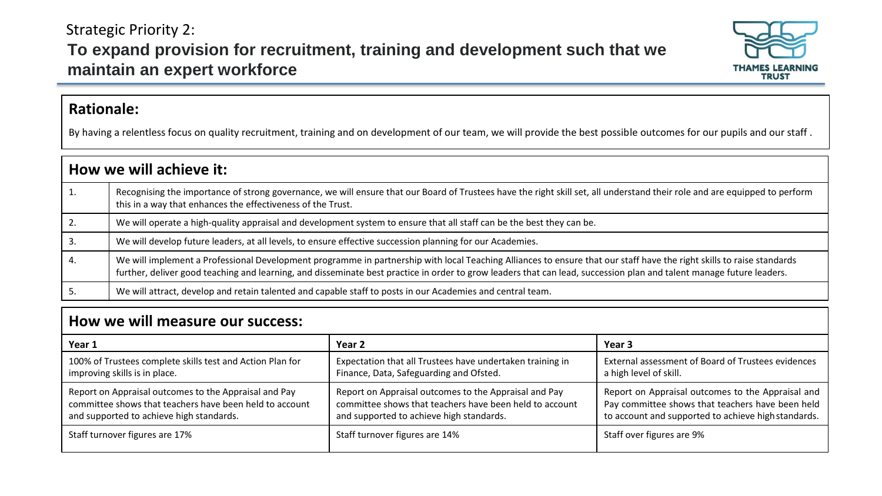Strategic Priority 2:

# To expand provision for recruitment, training and development such that we maintain an expert workforce

## Rationale:

By having a relentless focus on quality recruitment, training and on development of our team, we will provide the best possible outcomes for our pupils and our staff .

## How we will achieve it:

| | |
|---|---|
| 1. | Recognising the importance of strong governance, we will ensure that our Board of Trustees have the right skill set, all understand their role and are equipped to perform this in a way that enhances the effectiveness of the Trust. |
| 2. | We will operate a high-quality appraisal and development system to ensure that all staff can be the best they can be. |
| 3. | We will develop future leaders, at all levels, to ensure effective succession planning for our Academies. |
| 4. | We will implement a Professional Development programme in partnership with local Teaching Alliances to ensure that our staff have the right skills to raise standards further, deliver good teaching and learning, and disseminate best practice in order to grow leaders that can lead, succession plan and talent manage future leaders. |
| 5. | We will attract, develop and retain talented and capable staff to posts in our Academies and central team. |

## How we will measure our success:

| Year 1 | Year 2 | Year 3 |
|---|---|---|
| 100% of Trustees complete skills test and Action Plan for improving skills is in place. | Expectation that all Trustees have undertaken training in Finance, Data, Safeguarding and Ofsted. | External assessment of Board of Trustees evidences a high level of skill. |
| Report on Appraisal outcomes to the Appraisal and Pay committee shows that teachers have been held to account and supported to achieve high standards. | Report on Appraisal outcomes to the Appraisal and Pay committee shows that teachers have been held to account and supported to achieve high standards. | Report on Appraisal outcomes to the Appraisal and Pay committee shows that teachers have been held to account and supported to achieve high standards. |
| Staff turnover figures are 17% | Staff turnover figures are 14% | Staff over figures are 9% |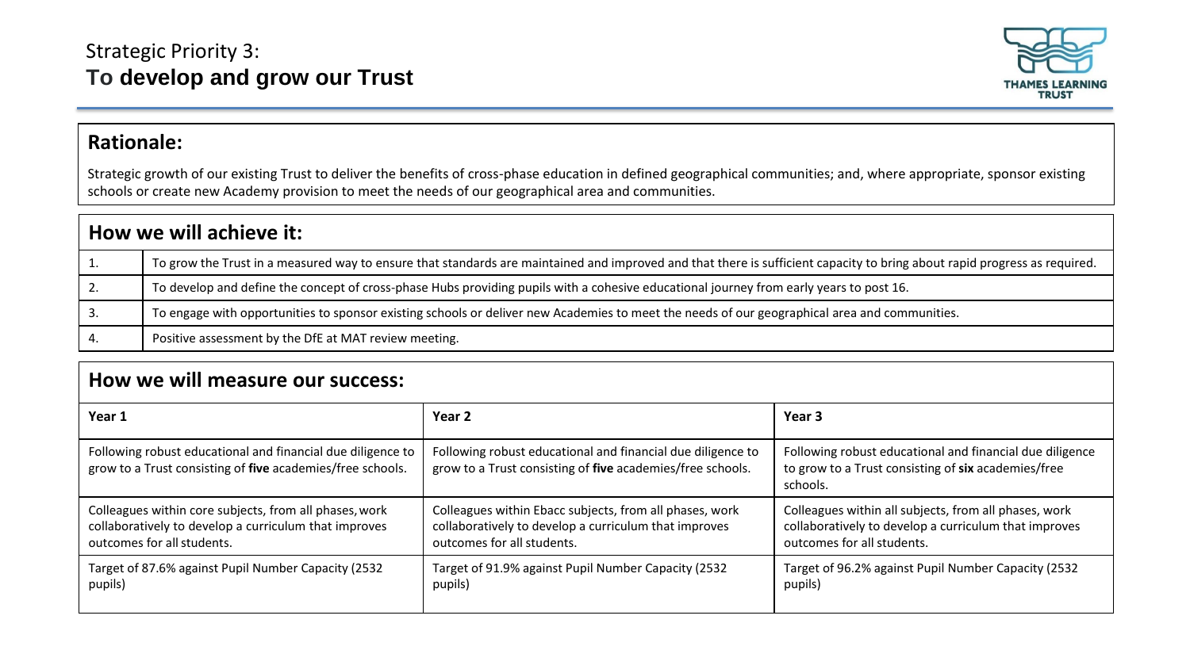# Strategic Priority 3:
# To develop and grow our Trust

## Rationale:

Strategic growth of our existing Trust to deliver the benefits of cross-phase education in defined geographical communities; and, where appropriate, sponsor existing schools or create new Academy provision to meet the needs of our geographical area and communities.

## How we will achieve it:

| | |
|---|---|
| 1. | To grow the Trust in a measured way to ensure that standards are maintained and improved and that there is sufficient capacity to bring about rapid progress as required. |
| 2. | To develop and define the concept of cross-phase Hubs providing pupils with a cohesive educational journey from early years to post 16. |
| 3. | To engage with opportunities to sponsor existing schools or deliver new Academies to meet the needs of our geographical area and communities. |
| 4. | Positive assessment by the DfE at MAT review meeting. |

## How we will measure our success:

| Year 1 | Year 2 | Year 3 |
|---|---|---|
| Following robust educational and financial due diligence to grow to a Trust consisting of **five** academies/free schools. | Following robust educational and financial due diligence to grow to a Trust consisting of **five** academies/free schools. | Following robust educational and financial due diligence to grow to a Trust consisting of **six** academies/free schools. |
| Colleagues within core subjects, from all phases, work collaboratively to develop a curriculum that improves outcomes for all students. | Colleagues within Ebacc subjects, from all phases, work collaboratively to develop a curriculum that improves outcomes for all students. | Colleagues within all subjects, from all phases, work collaboratively to develop a curriculum that improves outcomes for all students. |
| Target of 87.6% against Pupil Number Capacity (2532 pupils) | Target of 91.9% against Pupil Number Capacity (2532 pupils) | Target of 96.2% against Pupil Number Capacity (2532 pupils) |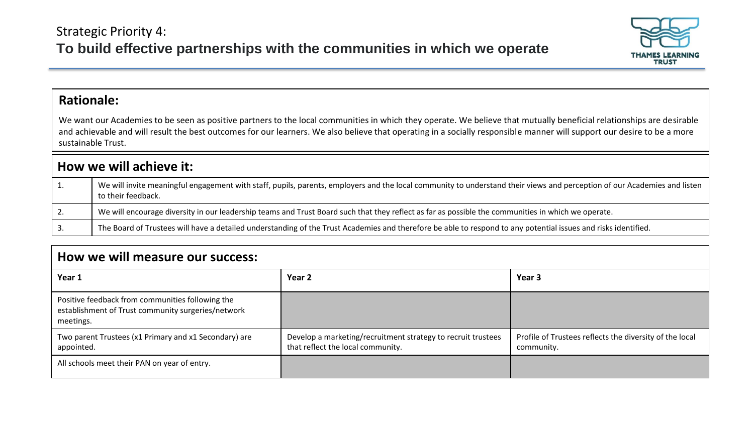# Strategic Priority 4:
## To build effective partnerships with the communities in which we operate

### Rationale:

We want our Academies to be seen as positive partners to the local communities in which they operate. We believe that mutually beneficial relationships are desirable and achievable and will result the best outcomes for our learners. We also believe that operating in a socially responsible manner will support our desire to be a more sustainable Trust.

### How we will achieve it:

| | |
|---|---|
| 1. | We will invite meaningful engagement with staff, pupils, parents, employers and the local community to understand their views and perception of our Academies and listen to their feedback. |
| 2. | We will encourage diversity in our leadership teams and Trust Board such that they reflect as far as possible the communities in which we operate. |
| 3. | The Board of Trustees will have a detailed understanding of the Trust Academies and therefore be able to respond to any potential issues and risks identified. |

### How we will measure our success:

| Year 1 | Year 2 | Year 3 |
|---|---|---|
| Positive feedback from communities following the establishment of Trust community surgeries/network meetings. | | |
| Two parent Trustees (x1 Primary and x1 Secondary) are appointed. | Develop a marketing/recruitment strategy to recruit trustees that reflect the local community. | Profile of Trustees reflects the diversity of the local community. |
| All schools meet their PAN on year of entry. | | |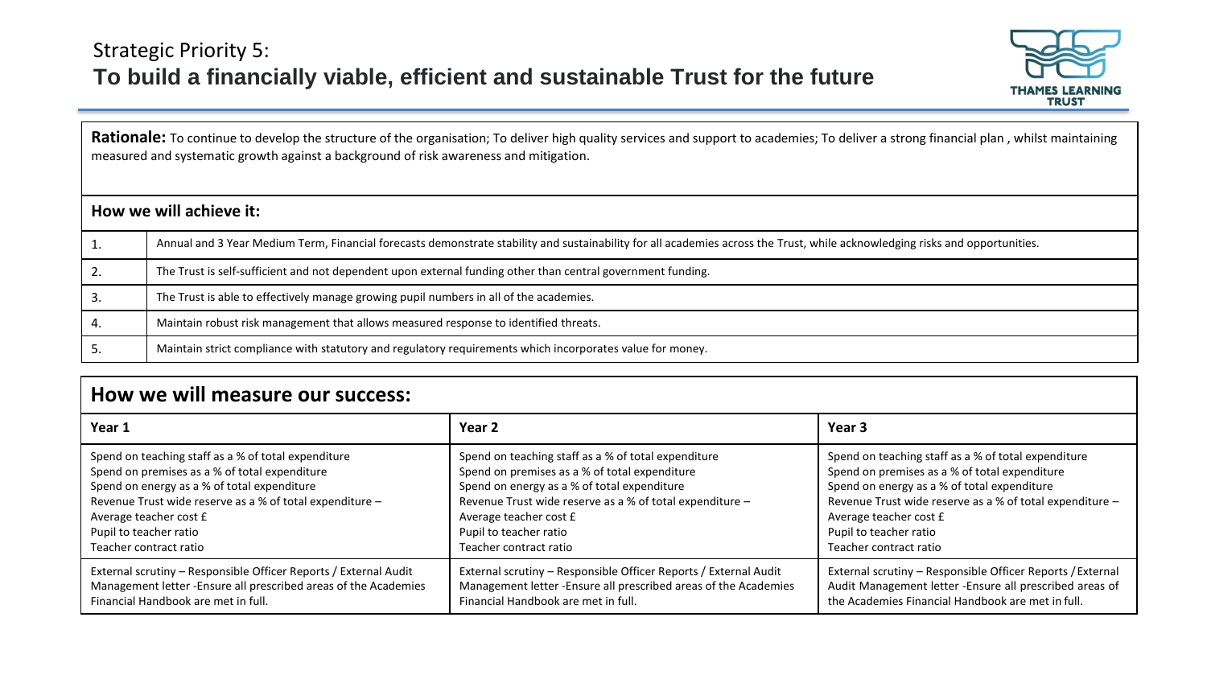## Strategic Priority 5:
## To build a financially viable, efficient and sustainable Trust for the future

**Rationale:** To continue to develop the structure of the organisation; To deliver high quality services and support to academies; To deliver a strong financial plan , whilst maintaining measured and systematic growth against a background of risk awareness and mitigation.

**How we will achieve it:**

| | |
|---|---|
| 1. | Annual and 3 Year Medium Term, Financial forecasts demonstrate stability and sustainability for all academies across the Trust, while acknowledging risks and opportunities. |
| 2. | The Trust is self-sufficient and not dependent upon external funding other than central government funding. |
| 3. | The Trust is able to effectively manage growing pupil numbers in all of the academies. |
| 4. | Maintain robust risk management that allows measured response to identified threats. |
| 5. | Maintain strict compliance with statutory and regulatory requirements which incorporates value for money. |

**How we will measure our success:**

| Year 1 | Year 2 | Year 3 |
|---|---|---|
| Spend on teaching staff as a % of total expenditure<br>Spend on premises as a % of total expenditure<br>Spend on energy as a % of total expenditure<br>Revenue Trust wide reserve as a % of total expenditure –<br>Average teacher cost £<br>Pupil to teacher ratio<br>Teacher contract ratio | Spend on teaching staff as a % of total expenditure<br>Spend on premises as a % of total expenditure<br>Spend on energy as a % of total expenditure<br>Revenue Trust wide reserve as a % of total expenditure –<br>Average teacher cost £<br>Pupil to teacher ratio<br>Teacher contract ratio | Spend on teaching staff as a % of total expenditure<br>Spend on premises as a % of total expenditure<br>Spend on energy as a % of total expenditure<br>Revenue Trust wide reserve as a % of total expenditure –<br>Average teacher cost £<br>Pupil to teacher ratio<br>Teacher contract ratio |
| External scrutiny – Responsible Officer Reports / External Audit Management letter -Ensure all prescribed areas of the Academies Financial Handbook are met in full. | External scrutiny – Responsible Officer Reports / External Audit Management letter -Ensure all prescribed areas of the Academies Financial Handbook are met in full. | External scrutiny – Responsible Officer Reports / External Audit Management letter -Ensure all prescribed areas of the Academies Financial Handbook are met in full. |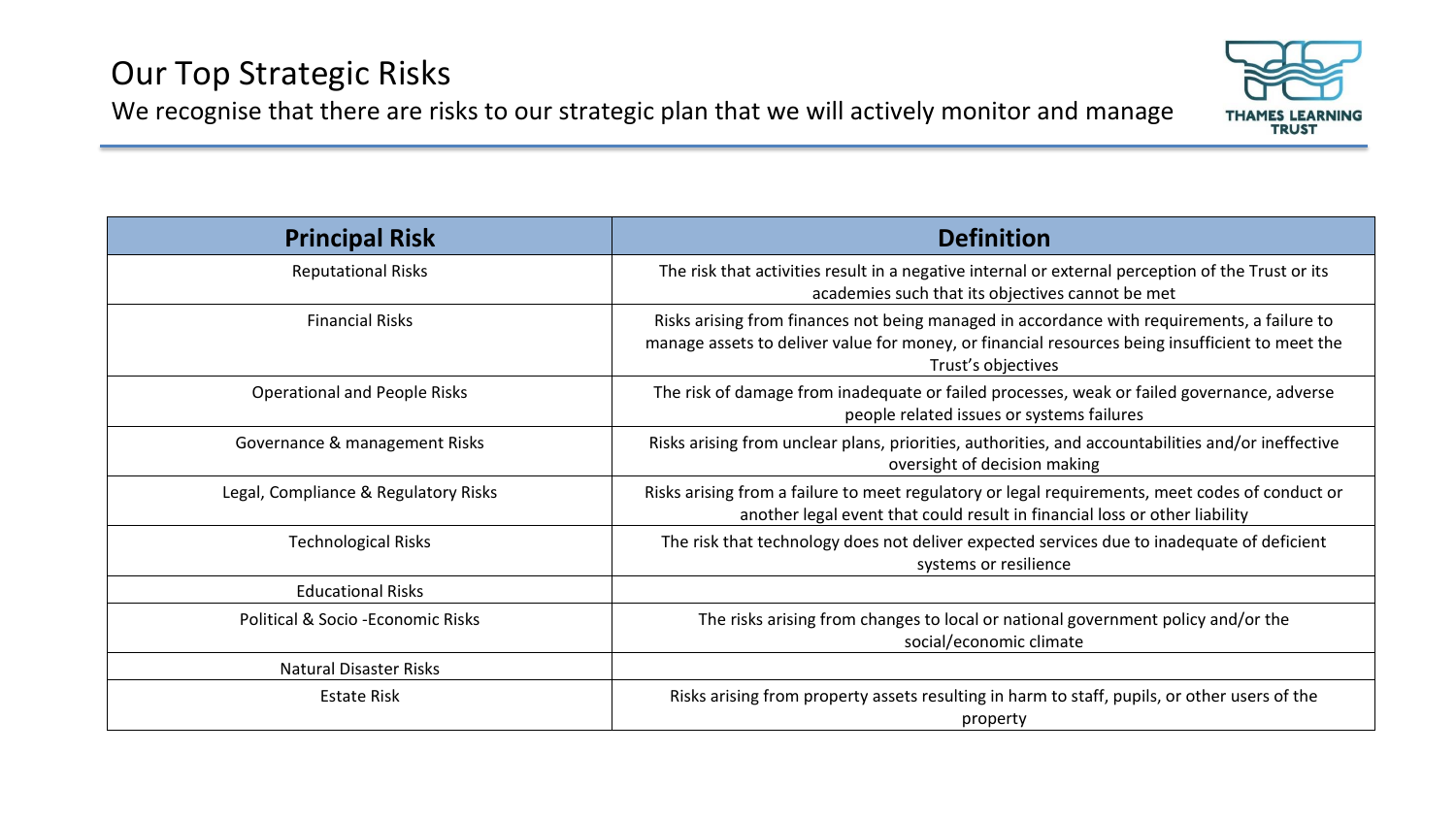# Our Top Strategic Risks

We recognise that there are risks to our strategic plan that we will actively monitor and manage

| Principal Risk | Definition |
|---|---|
| Reputational Risks | The risk that activities result in a negative internal or external perception of the Trust or its academies such that its objectives cannot be met |
| Financial Risks | Risks arising from finances not being managed in accordance with requirements, a failure to manage assets to deliver value for money, or financial resources being insufficient to meet the Trust's objectives |
| Operational and People Risks | The risk of damage from inadequate or failed processes, weak or failed governance, adverse people related issues or systems failures |
| Governance & management Risks | Risks arising from unclear plans, priorities, authorities, and accountabilities and/or ineffective oversight of decision making |
| Legal, Compliance & Regulatory Risks | Risks arising from a failure to meet regulatory or legal requirements, meet codes of conduct or another legal event that could result in financial loss or other liability |
| Technological Risks | The risk that technology does not deliver expected services due to inadequate of deficient systems or resilience |
| Educational Risks | |
| Political & Socio -Economic Risks | The risks arising from changes to local or national government policy and/or the social/economic climate |
| Natural Disaster Risks | |
| Estate Risk | Risks arising from property assets resulting in harm to staff, pupils, or other users of the property |